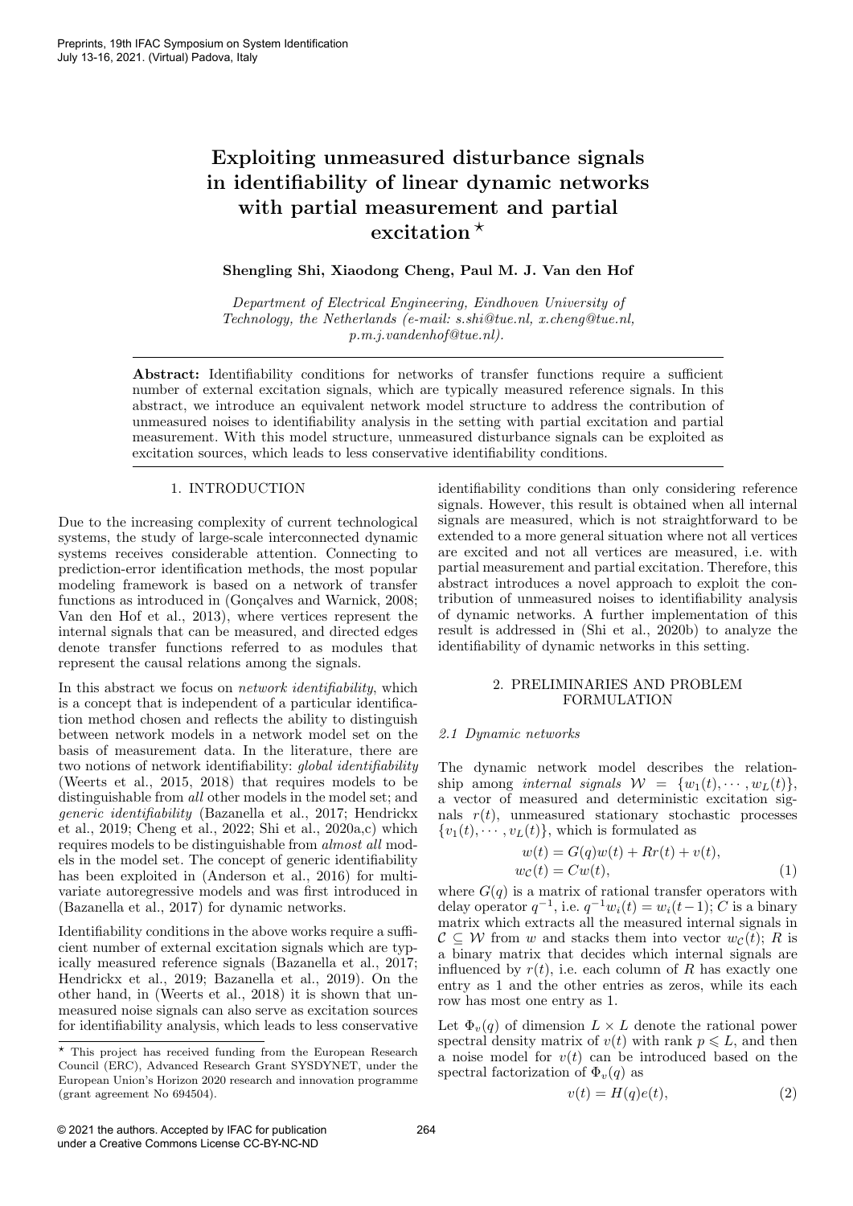# Exploiting unmeasured disturbance signals in identifiability of linear dynamic networks with partial measurement and partial excitation *

**Shengling Shi, Xiaodong Cheng, Paul M. J. Van den Hof**

*Department of Electrical Engineering, Eindhoven University of Technology, the Netherlands (e-mail: s.shi@tue.nl, x.cheng@tue.nl, p.m.j.vandenhof@tue.nl).*

**Abstract:** Identifiability conditions for networks of transfer functions require a sufficient number of external excitation signals, which are typically measured reference signals. In this abstract, we introduce an equivalent network model structure to address the contribution of unmeasured noises to identifiability analysis in the setting with partial excitation and partial measurement. With this model structure, unmeasured disturbance signals can be exploited as excitation sources, which leads to less conservative identifiability conditions.

## 1. INTRODUCTION

Due to the increasing complexity of current technological systems, the study of large-scale interconnected dynamic systems receives considerable attention. Connecting to prediction-error identification methods, the most popular modeling framework is based on a network of transfer functions as introduced in (Gonçalves and Warnick, 2008; Van den Hof et al., 2013), where vertices represent the internal signals that can be measured, and directed edges denote transfer functions referred to as modules that represent the causal relations among the signals.

In this abstract we focus on *network identifiability*, which is a concept that is independent of a particular identification method chosen and reflects the ability to distinguish between network models in a network model set on the basis of measurement data. In the literature, there are two notions of network identifiability: *global identifiability* (Weerts et al., 2015, 2018) that requires models to be distinguishable from *all* other models in the model set; and *generic identifiability* (Bazanella et al., 2017; Hendrickx et al., 2019; Cheng et al., 2022; Shi et al., 2020a,c) which requires models to be distinguishable from *almost all* models in the model set. The concept of generic identifiability has been exploited in (Anderson et al., 2016) for multivariate autoregressive models and was first introduced in (Bazanella et al., 2017) for dynamic networks.

Identifiability conditions in the above works require a sufficient number of external excitation signals which are typically measured reference signals (Bazanella et al., 2017; Hendrickx et al., 2019; Bazanella et al., 2019). On the other hand, in (Weerts et al., 2018) it is shown that unmeasured noise signals can also serve as excitation sources for identifiability analysis, which leads to less conservative identifiability conditions than only considering reference signals. However, this result is obtained when all internal signals are measured, which is not straightforward to be extended to a more general situation where not all vertices are excited and not all vertices are measured, i.e. with partial measurement and partial excitation. Therefore, this abstract introduces a novel approach to exploit the contribution of unmeasured noises to identifiability analysis of dynamic networks. A further implementation of this result is addressed in (Shi et al., 2020b) to analyze the identifiability of dynamic networks in this setting.

* This project has received funding from the European Research Council (ERC), Advanced Research Grant SYSDYNET, under the European Union's Horizon 2020 research and innovation programme (grant agreement No 694504).

## 2. PRELIMINARIES AND PROBLEM FORMULATION

### 2.1 Dynamic networks

The dynamic network model describes the relationship among *internal signals* $\mathcal{W} = \{w_1(t), \cdots, w_L(t)\}$, a vector of measured and deterministic excitation signals $r(t)$, unmeasured stationary stochastic processes $\{v_1(t), \cdots, v_L(t)\}$, which is formulated as

$$
\begin{aligned}
w(t) &= G(q)w(t) + Rr(t) + v(t), \\
w_{\mathcal{C}}(t) &= Cw(t),
\end{aligned} \tag{1}
$$

where $G(q)$ is a matrix of rational transfer operators with delay operator $q^{-1}$, i.e. $q^{-1}w_i(t) = w_i(t-1)$; $C$ is a binary matrix which extracts all the measured internal signals in $\mathcal{C} \subseteq \mathcal{W}$ from $w$ and stacks them into vector $w_{\mathcal{C}}(t)$; $R$ is a binary matrix that decides which internal signals are influenced by $r(t)$, i.e. each column of $R$ has exactly one entry as 1 and the other entries as zeros, while its each row has most one entry as 1.

Let $\Phi_v(q)$ of dimension $L \times L$ denote the rational power spectral density matrix of $v(t)$ with rank $p \leqslant L$, and then a noise model for $v(t)$ can be introduced based on the spectral factorization of $\Phi_v(q)$ as

$$
v(t) = H(q)e(t), \tag{2}
$$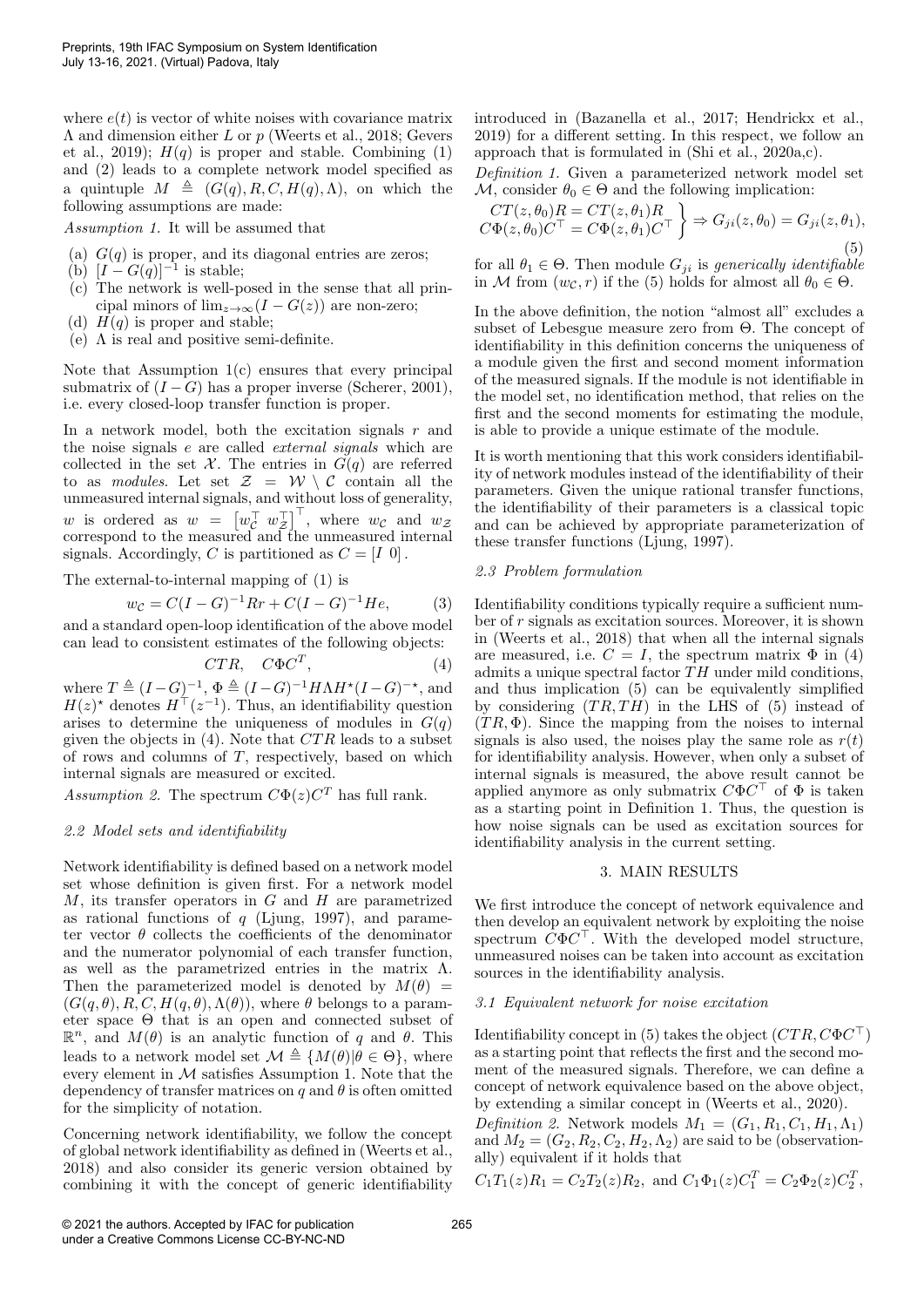where $e(t)$ is vector of white noises with covariance matrix $\Lambda$ and dimension either $L$ or $p$ (Weerts et al., 2018; Gevers et al., 2019); $H(q)$ is proper and stable. Combining (1) and (2) leads to a complete network model specified as a quintuple $M \triangleq (G(q), R, C, H(q), \Lambda)$, on which the following assumptions are made:

*Assumption 1.* It will be assumed that

- (a) $G(q)$ is proper, and its diagonal entries are zeros;
- (b) $[I - G(q)]^{-1}$ is stable;
- (c) The network is well-posed in the sense that all principal minors of $\lim_{z\to\infty}(I - G(z))$ are non-zero;
- (d) $H(q)$ is proper and stable;
- (e) $\Lambda$ is real and positive semi-definite.

Note that Assumption 1(c) ensures that every principal submatrix of $(I - G)$ has a proper inverse (Scherer, 2001), i.e. every closed-loop transfer function is proper.

In a network model, both the excitation signals $r$ and the noise signals $e$ are called *external signals* which are collected in the set $\mathcal{X}$. The entries in $G(q)$ are referred to as *modules*. Let set $\mathcal{Z} = \mathcal{W} \setminus \mathcal{C}$ contain all the unmeasured internal signals, and without loss of generality, $w$ is ordered as $w = \begin{bmatrix} w_{\mathcal{C}}^\top & w_{\mathcal{Z}}^\top \end{bmatrix}^\top$, where $w_{\mathcal{C}}$ and $w_{\mathcal{Z}}$ correspond to the measured and the unmeasured internal signals. Accordingly, $C$ is partitioned as $C = [I \;\; 0]$.

The external-to-internal mapping of (1) is

$$w_{\mathcal{C}} = C(I-G)^{-1}Rr + C(I-G)^{-1}He, \tag{3}$$

and a standard open-loop identification of the above model can lead to consistent estimates of the following objects:

$$CTR, \quad C\Phi C^T, \tag{4}$$

where $T \triangleq (I-G)^{-1}$, $\Phi \triangleq (I-G)^{-1}H\Lambda H^\star(I-G)^{-\star}$, and $H(z)^\star$ denotes $H^\top(z^{-1})$. Thus, an identifiability question arises to determine the uniqueness of modules in $G(q)$ given the objects in (4). Note that $CTR$ leads to a subset of rows and columns of $T$, respectively, based on which internal signals are measured or excited.

*Assumption 2.* The spectrum $C\Phi(z)C^T$ has full rank.

### 2.2 Model sets and identifiability

Network identifiability is defined based on a network model set whose definition is given first. For a network model $M$, its transfer operators in $G$ and $H$ are parametrized as rational functions of $q$ (Ljung, 1997), and parameter vector $\theta$ collects the coefficients of the denominator and the numerator polynomial of each transfer function, as well as the parametrized entries in the matrix $\Lambda$. Then the parameterized model is denoted by $M(\theta) = (G(q,\theta), R, C, H(q,\theta), \Lambda(\theta))$, where $\theta$ belongs to a parameter space $\Theta$ that is an open and connected subset of $\mathbb{R}^n$, and $M(\theta)$ is an analytic function of $q$ and $\theta$. This leads to a network model set $\mathcal{M} \triangleq \{M(\theta)|\theta \in \Theta\}$, where every element in $\mathcal{M}$ satisfies Assumption 1. Note that the dependency of transfer matrices on $q$ and $\theta$ is often omitted for the simplicity of notation.

Concerning network identifiability, we follow the concept of global network identifiability as defined in (Weerts et al., 2018) and also consider its generic version obtained by combining it with the concept of generic identifiability introduced in (Bazanella et al., 2017; Hendrickx et al., 2019) for a different setting. In this respect, we follow an approach that is formulated in (Shi et al., 2020a,c).

*Definition 1.* Given a parameterized network model set $\mathcal{M}$, consider $\theta_0 \in \Theta$ and the following implication:

$$\left.\begin{array}{r} CT(z,\theta_0)R = CT(z,\theta_1)R \\ C\Phi(z,\theta_0)C^\top = C\Phi(z,\theta_1)C^\top \end{array}\right\} \Rightarrow G_{ji}(z,\theta_0) = G_{ji}(z,\theta_1), \tag{5}$$

for all $\theta_1 \in \Theta$. Then module $G_{ji}$ is *generically identifiable* in $\mathcal{M}$ from $(w_{\mathcal{C}}, r)$ if the (5) holds for almost all $\theta_0 \in \Theta$.

In the above definition, the notion "almost all" excludes a subset of Lebesgue measure zero from $\Theta$. The concept of identifiability in this definition concerns the uniqueness of a module given the first and second moment information of the measured signals. If the module is not identifiable in the model set, no identification method, that relies on the first and the second moments for estimating the module, is able to provide a unique estimate of the module.

It is worth mentioning that this work considers identifiability of network modules instead of the identifiability of their parameters. Given the unique rational transfer functions, the identifiability of their parameters is a classical topic and can be achieved by appropriate parameterization of these transfer functions (Ljung, 1997).

### 2.3 Problem formulation

Identifiability conditions typically require a sufficient number of $r$ signals as excitation sources. Moreover, it is shown in (Weerts et al., 2018) that when all the internal signals are measured, i.e. $C = I$, the spectrum matrix $\Phi$ in (4) admits a unique spectral factor $TH$ under mild conditions, and thus implication (5) can be equivalently simplified by considering $(TR, TH)$ in the LHS of (5) instead of $(TR, \Phi)$. Since the mapping from the noises to internal signals is also used, the noises play the same role as $r(t)$ for identifiability analysis. However, when only a subset of internal signals is measured, the above result cannot be applied anymore as only submatrix $C\Phi C^\top$ of $\Phi$ is taken as a starting point in Definition 1. Thus, the question is how noise signals can be used as excitation sources for identifiability analysis in the current setting.

## 3. MAIN RESULTS

We first introduce the concept of network equivalence and then develop an equivalent network by exploiting the noise spectrum $C\Phi C^\top$. With the developed model structure, unmeasured noises can be taken into account as excitation sources in the identifiability analysis.

### 3.1 Equivalent network for noise excitation

Identifiability concept in (5) takes the object $(CTR, C\Phi C^\top)$ as a starting point that reflects the first and the second moment of the measured signals. Therefore, we can define a concept of network equivalence based on the above object, by extending a similar concept in (Weerts et al., 2020).

*Definition 2.* Network models $M_1 = (G_1, R_1, C_1, H_1, \Lambda_1)$ and $M_2 = (G_2, R_2, C_2, H_2, \Lambda_2)$ are said to be (observationally) equivalent if it holds that

$$C_1T_1(z)R_1 = C_2T_2(z)R_2, \text{ and } C_1\Phi_1(z)C_1^T = C_2\Phi_2(z)C_2^T,$$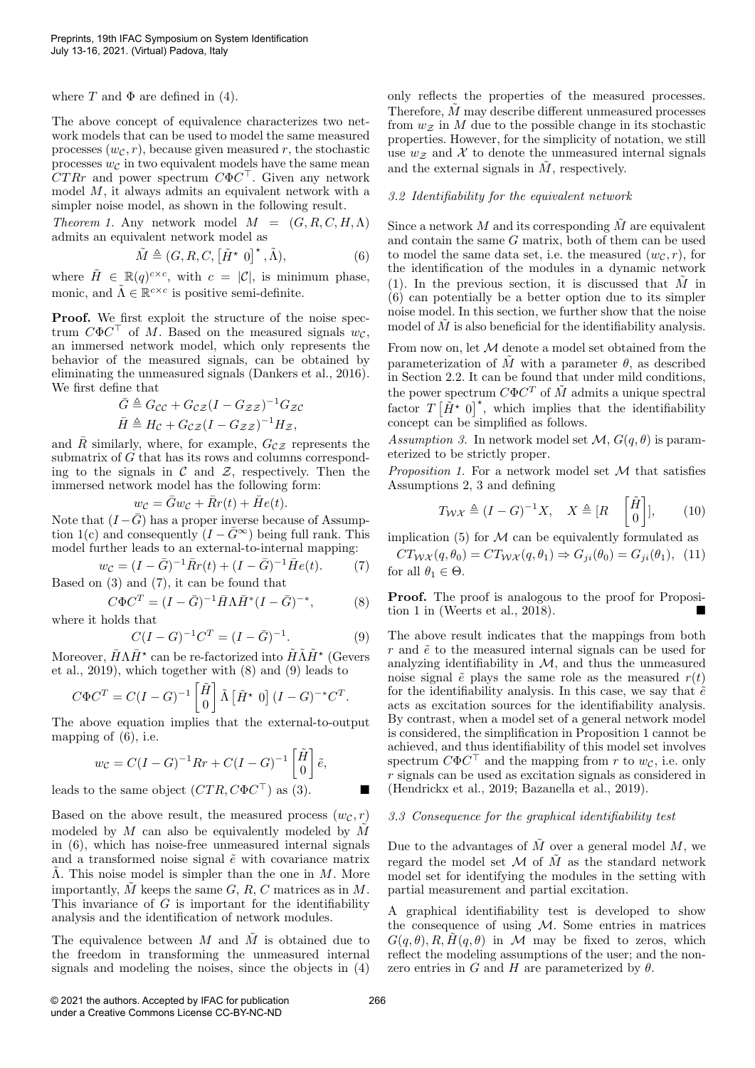where $T$ and $\Phi$ are defined in (4).

The above concept of equivalence characterizes two network models that can be used to model the same measured processes $(w_{\mathcal{C}}, r)$, because given measured $r$, the stochastic processes $w_{\mathcal{C}}$ in two equivalent models have the same mean $CTRr$ and power spectrum $C\Phi C^{\top}$. Given any network model $M$, it always admits an equivalent network with a simpler noise model, as shown in the following result.

*Theorem 1.* Any network model $M = (G, R, C, H, \Lambda)$ admits an equivalent network model as

$$\tilde{M} \triangleq (G, R, C, \begin{bmatrix}\tilde{H}^{\star} & 0\end{bmatrix}^{\star}, \tilde{\Lambda}), \tag{6}$$

where $\tilde{H} \in \mathbb{R}(q)^{c\times c}$, with $c = |\mathcal{C}|$, is minimum phase, monic, and $\tilde{\Lambda} \in \mathbb{R}^{c\times c}$ is positive semi-definite.

**Proof.** We first exploit the structure of the noise spectrum $C\Phi C^{\top}$ of $M$. Based on the measured signals $w_{\mathcal{C}}$, an immersed network model, which only represents the behavior of the measured signals, can be obtained by eliminating the unmeasured signals (Dankers et al., 2016). We first define that

$$\bar{G} \triangleq G_{\mathcal{CC}} + G_{\mathcal{CZ}}(I - G_{\mathcal{ZZ}})^{-1}G_{\mathcal{ZC}}$$
$$\bar{H} \triangleq H_{\mathcal{C}} + G_{\mathcal{CZ}}(I - G_{\mathcal{ZZ}})^{-1}H_{\mathcal{Z}},$$

and $\bar{R}$ similarly, where, for example, $G_{\mathcal{CZ}}$ represents the submatrix of $G$ that has its rows and columns corresponding to the signals in $\mathcal{C}$ and $\mathcal{Z}$, respectively. Then the immersed network model has the following form:

$$w_{\mathcal{C}} = \bar{G}w_{\mathcal{C}} + \bar{R}r(t) + \bar{H}e(t).$$

Note that $(I-\bar{G})$ has a proper inverse because of Assumption 1(c) and consequently $(I - \bar{G}^{\infty})$ being full rank. This model further leads to an external-to-internal mapping:

$$w_{\mathcal{C}} = (I - \bar{G})^{-1}\bar{R}r(t) + (I - \bar{G})^{-1}\bar{H}e(t). \tag{7}$$

Based on (3) and (7), it can be found that

$$C\Phi C^{T} = (I - \bar{G})^{-1}\bar{H}\Lambda\bar{H}^{*}(I - \bar{G})^{-*}, \tag{8}$$

where it holds that

$$C(I - G)^{-1}C^{T} = (I - \bar{G})^{-1}. \tag{9}$$

Moreover, $\bar{H}\Lambda\bar{H}^{\star}$ can be re-factorized into $\tilde{H}\tilde{\Lambda}\tilde{H}^{\star}$ (Gevers et al., 2019), which together with (8) and (9) leads to

$$C\Phi C^{T} = C(I - G)^{-1}\begin{bmatrix}\tilde{H} \\ 0\end{bmatrix}\tilde{\Lambda}\begin{bmatrix}\tilde{H}^{\star} & 0\end{bmatrix}(I - G)^{-*}C^{T}.$$

The above equation implies that the external-to-output mapping of (6), i.e.

$$w_{\mathcal{C}} = C(I - G)^{-1}Rr + C(I - G)^{-1}\begin{bmatrix}\tilde{H} \\ 0\end{bmatrix}\tilde{e},$$

leads to the same object $(CTR, C\Phi C^{\top})$ as (3). ■

Based on the above result, the measured process $(w_{\mathcal{C}}, r)$ modeled by $M$ can also be equivalently modeled by $\tilde{M}$ in (6), which has noise-free unmeasured internal signals and a transformed noise signal $\tilde{e}$ with covariance matrix $\tilde{\Lambda}$. This noise model is simpler than the one in $M$. More importantly, $\tilde{M}$ keeps the same $G$, $R$, $C$ matrices as in $M$. This invariance of $G$ is important for the identifiability analysis and the identification of network modules.

The equivalence between $M$ and $\tilde{M}$ is obtained due to the freedom in transforming the unmeasured internal signals and modeling the noises, since the objects in (4) only reflects the properties of the measured processes. Therefore, $\tilde{M}$ may describe different unmeasured processes from $w_{\mathcal{Z}}$ in $M$ due to the possible change in its stochastic properties. However, for the simplicity of notation, we still use $w_{\mathcal{Z}}$ and $\mathcal{X}$ to denote the unmeasured internal signals and the external signals in $\tilde{M}$, respectively.

### 3.2 Identifiability for the equivalent network

Since a network $M$ and its corresponding $\tilde{M}$ are equivalent and contain the same $G$ matrix, both of them can be used to model the same data set, i.e. the measured $(w_{\mathcal{C}}, r)$, for the identification of the modules in a dynamic network (1). In the previous section, it is discussed that $\tilde{M}$ in (6) can potentially be a better option due to its simpler noise model. In this section, we further show that the noise model of $\tilde{M}$ is also beneficial for the identifiability analysis.

From now on, let $\mathcal{M}$ denote a model set obtained from the parameterization of $\tilde{M}$ with a parameter $\theta$, as described in Section 2.2. It can be found that under mild conditions, the power spectrum $C\Phi C^{T}$ of $\tilde{M}$ admits a unique spectral factor $T\begin{bmatrix}\tilde{H}^{\star} & 0\end{bmatrix}^{\star}$, which implies that the identifiability concept can be simplified as follows.

*Assumption 3.* In network model set $\mathcal{M}$, $G(q, \theta)$ is parameterized to be strictly proper.

*Proposition 1.* For a network model set $\mathcal{M}$ that satisfies Assumptions 2, 3 and defining

$$T_{\mathcal{WX}} \triangleq (I - G)^{-1}X, \quad X \triangleq [R \quad \begin{bmatrix}\tilde{H} \\ 0\end{bmatrix}], \tag{10}$$

implication (5) for $\mathcal{M}$ can be equivalently formulated as

$$CT_{\mathcal{WX}}(q, \theta_0) = CT_{\mathcal{WX}}(q, \theta_1) \Rightarrow G_{ji}(\theta_0) = G_{ji}(\theta_1), \tag{11}$$

for all $\theta_1 \in \Theta$.

**Proof.** The proof is analogous to the proof for Proposition 1 in (Weerts et al., 2018). ■

The above result indicates that the mappings from both $r$ and $\tilde{e}$ to the measured internal signals can be used for analyzing identifiability in $\mathcal{M}$, and thus the unmeasured noise signal $\tilde{e}$ plays the same role as the measured $r(t)$ for the identifiability analysis. In this case, we say that $\tilde{e}$ acts as excitation sources for the identifiability analysis. By contrast, when a model set of a general network model is considered, the simplification in Proposition 1 cannot be achieved, and thus identifiability of this model set involves spectrum $C\Phi C^{\top}$ and the mapping from $r$ to $w_{\mathcal{C}}$, i.e. only $r$ signals can be used as excitation signals as considered in (Hendrickx et al., 2019; Bazanella et al., 2019).

### 3.3 Consequence for the graphical identifiability test

Due to the advantages of $\tilde{M}$ over a general model $M$, we regard the model set $\mathcal{M}$ of $\tilde{M}$ as the standard network model set for identifying the modules in the setting with partial measurement and partial excitation.

A graphical identifiability test is developed to show the consequence of using $\mathcal{M}$. Some entries in matrices $G(q, \theta), R, \tilde{H}(q, \theta)$ in $\mathcal{M}$ may be fixed to zeros, which reflect the modeling assumptions of the user; and the nonzero entries in $G$ and $H$ are parameterized by $\theta$.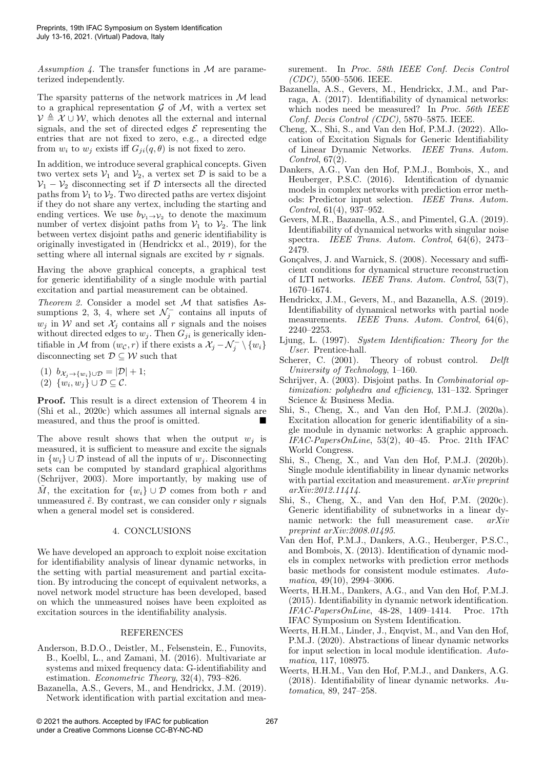*Assumption 4.* The transfer functions in $\mathcal{M}$ are parameterized independently.

The sparsity patterns of the network matrices in $\mathcal{M}$ lead to a graphical representation $\mathcal{G}$ of $\mathcal{M}$, with a vertex set $\mathcal{V} \triangleq \mathcal{X} \cup \mathcal{W}$, which denotes all the external and internal signals, and the set of directed edges $\mathcal{E}$ representing the entries that are not fixed to zero, e.g., a directed edge from $w_i$ to $w_j$ exists iff $G_{ji}(q, \theta)$ is not fixed to zero.

In addition, we introduce several graphical concepts. Given two vertex sets $\mathcal{V}_1$ and $\mathcal{V}_2$, a vertex set $\mathcal{D}$ is said to be a $\mathcal{V}_1 - \mathcal{V}_2$ disconnecting set if $\mathcal{D}$ intersects all the directed paths from $\mathcal{V}_1$ to $\mathcal{V}_2$. Two directed paths are vertex disjoint if they do not share any vertex, including the starting and ending vertices. We use $b_{\mathcal{V}_1 \to \mathcal{V}_2}$ to denote the maximum number of vertex disjoint paths from $\mathcal{V}_1$ to $\mathcal{V}_2$. The link between vertex disjoint paths and generic identifiability is originally investigated in (Hendrickx et al., 2019), for the setting where all internal signals are excited by $r$ signals.

Having the above graphical concepts, a graphical test for generic identifiability of a single module with partial excitation and partial measurement can be obtained.

*Theorem 2.* Consider a model set $\mathcal{M}$ that satisfies Assumptions 2, 3, 4, where set $\mathcal{N}_j^-$ contains all inputs of $w_j$ in $\mathcal{W}$ and set $\mathcal{X}_j$ contains all $r$ signals and the noises without directed edges to $w_j$. Then $G_{ji}$ is generically identifiable in $\mathcal{M}$ from $(w_\mathcal{C}, r)$ if there exists a $\mathcal{X}_j - \mathcal{N}_j^- \setminus \{w_i\}$ disconnecting set $\mathcal{D} \subseteq \mathcal{W}$ such that

(1) $b_{\mathcal{X}_j \to \{w_i\} \cup \mathcal{D}} = |\mathcal{D}| + 1$;
(2) $\{w_i, w_j\} \cup \mathcal{D} \subseteq \mathcal{C}$.

**Proof.** This result is a direct extension of Theorem 4 in (Shi et al., 2020c) which assumes all internal signals are measured, and thus the proof is omitted. ∎

The above result shows that when the output $w_j$ is measured, it is sufficient to measure and excite the signals in $\{w_i\} \cup \mathcal{D}$ instead of all the inputs of $w_j$. Disconnecting sets can be computed by standard graphical algorithms (Schrijver, 2003). More importantly, by making use of $\tilde{M}$, the excitation for $\{w_i\} \cup \mathcal{D}$ comes from both $r$ and unmeasured $\tilde{e}$. By contrast, we can consider only $r$ signals when a general model set is considered.

## 4. CONCLUSIONS

We have developed an approach to exploit noise excitation for identifiability analysis of linear dynamic networks, in the setting with partial measurement and partial excitation. By introducing the concept of equivalent networks, a novel network model structure has been developed, based on which the unmeasured noises have been exploited as excitation sources in the identifiability analysis.

## REFERENCES

Anderson, B.D.O., Deistler, M., Felsenstein, E., Funovits, B., Koelbl, L., and Zamani, M. (2016). Multivariate ar systems and mixed frequency data: G-identifiability and estimation. *Econometric Theory*, 32(4), 793–826.

Bazanella, A.S., Gevers, M., and Hendrickx, J.M. (2019). Network identification with partial excitation and measurement. In *Proc. 58th IEEE Conf. Decis Control (CDC)*, 5500–5506. IEEE.

Bazanella, A.S., Gevers, M., Hendrickx, J.M., and Parraga, A. (2017). Identifiability of dynamical networks: which nodes need be measured? In *Proc. 56th IEEE Conf. Decis Control (CDC)*, 5870–5875. IEEE.

Cheng, X., Shi, S., and Van den Hof, P.M.J. (2022). Allocation of Excitation Signals for Generic Identifiability of Linear Dynamic Networks. *IEEE Trans. Autom. Control*, 67(2).

Dankers, A.G., Van den Hof, P.M.J., Bombois, X., and Heuberger, P.S.C. (2016). Identification of dynamic models in complex networks with prediction error methods: Predictor input selection. *IEEE Trans. Autom. Control*, 61(4), 937–952.

Gevers, M.R., Bazanella, A.S., and Pimentel, G.A. (2019). Identifiability of dynamical networks with singular noise spectra. *IEEE Trans. Autom. Control*, 64(6), 2473–2479.

Gonçalves, J. and Warnick, S. (2008). Necessary and sufficient conditions for dynamical structure reconstruction of LTI networks. *IEEE Trans. Autom. Control*, 53(7), 1670–1674.

Hendrickx, J.M., Gevers, M., and Bazanella, A.S. (2019). Identifiability of dynamical networks with partial node measurements. *IEEE Trans. Autom. Control*, 64(6), 2240–2253.

Ljung, L. (1997). *System Identification: Theory for the User*. Prentice-hall.

Scherer, C. (2001). Theory of robust control. *Delft University of Technology*, 1–160.

Schrijver, A. (2003). Disjoint paths. In *Combinatorial optimization: polyhedra and efficiency*, 131–132. Springer Science & Business Media.

Shi, S., Cheng, X., and Van den Hof, P.M.J. (2020a). Excitation allocation for generic identifiability of a single module in dynamic networks: A graphic approach. *IFAC-PapersOnLine*, 53(2), 40–45. Proc. 21th IFAC World Congress.

Shi, S., Cheng, X., and Van den Hof, P.M.J. (2020b). Single module identifiability in linear dynamic networks with partial excitation and measurement. *arXiv preprint arXiv:2012.11414*.

Shi, S., Cheng, X., and Van den Hof, P.M. (2020c). Generic identifiability of subnetworks in a linear dynamic network: the full measurement case. *arXiv preprint arXiv:2008.01495*.

Van den Hof, P.M.J., Dankers, A.G., Heuberger, P.S.C., and Bombois, X. (2013). Identification of dynamic models in complex networks with prediction error methods basic methods for consistent module estimates. *Automatica*, 49(10), 2994–3006.

Weerts, H.H.M., Dankers, A.G., and Van den Hof, P.M.J. (2015). Identifiability in dynamic network identification. *IFAC-PapersOnLine*, 48-28, 1409–1414. Proc. 17th IFAC Symposium on System Identification.

Weerts, H.H.M., Linder, J., Enqvist, M., and Van den Hof, P.M.J. (2020). Abstractions of linear dynamic networks for input selection in local module identification. *Automatica*, 117, 108975.

Weerts, H.H.M., Van den Hof, P.M.J., and Dankers, A.G. (2018). Identifiability of linear dynamic networks. *Automatica*, 89, 247–258.